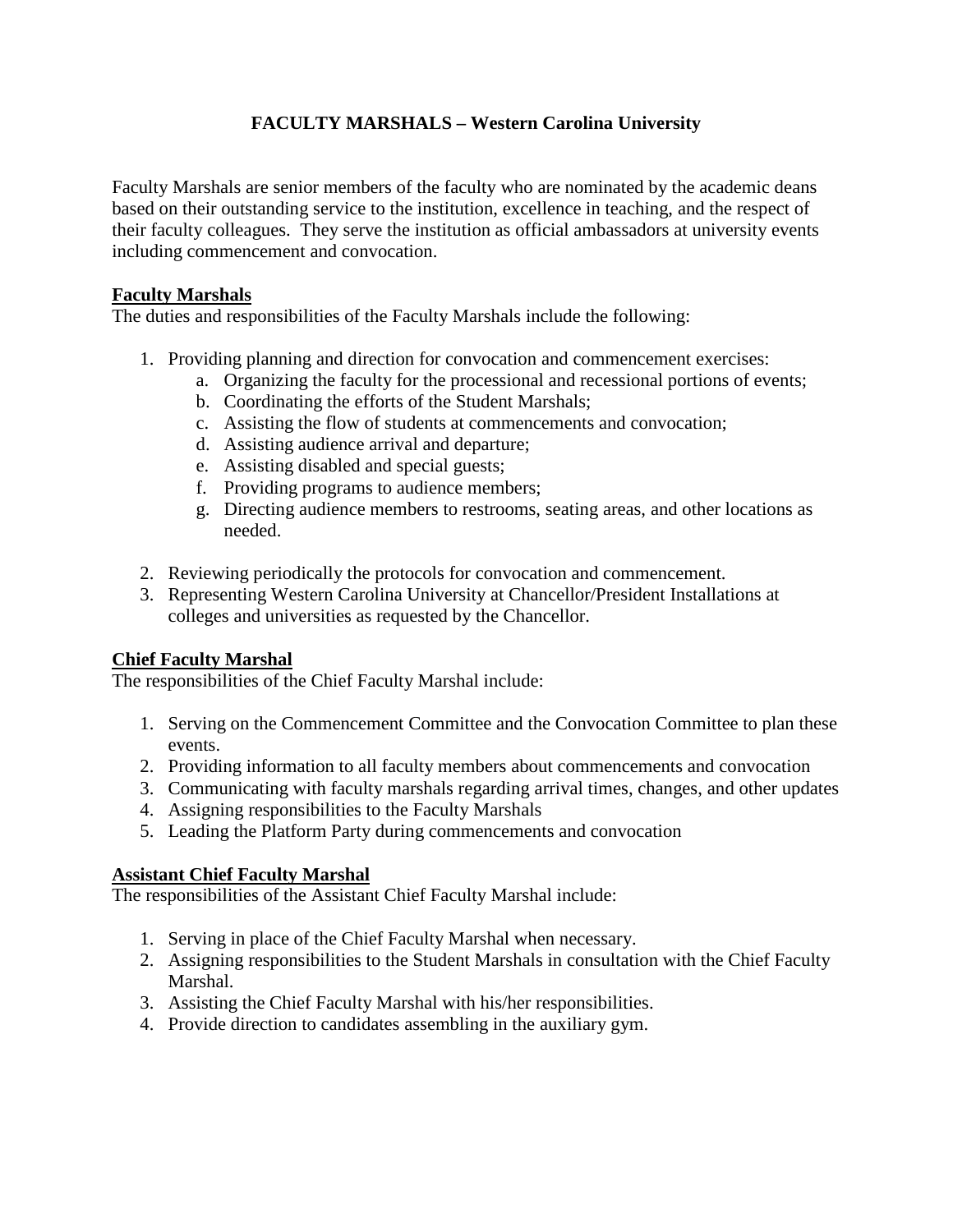# FACULTY MARSHALS – Western Carolina University

Faculty Marshals are senior members of the faculty who are nominated by the academic deans based on their outstanding service to the institution, excellence in teaching, and the respect of their faculty colleagues. They serve the institution as official ambassadors at university events including commencement and convocation.

## Faculty Marshals

The duties and responsibilities of the Faculty Marshals include the following:

1. Providing planning and direction for convocation and commencement exercises:
   a. Organizing the faculty for the processional and recessional portions of events;
   b. Coordinating the efforts of the Student Marshals;
   c. Assisting the flow of students at commencements and convocation;
   d. Assisting audience arrival and departure;
   e. Assisting disabled and special guests;
   f. Providing programs to audience members;
   g. Directing audience members to restrooms, seating areas, and other locations as needed.

2. Reviewing periodically the protocols for convocation and commencement.
3. Representing Western Carolina University at Chancellor/President Installations at colleges and universities as requested by the Chancellor.

## Chief Faculty Marshal

The responsibilities of the Chief Faculty Marshal include:

1. Serving on the Commencement Committee and the Convocation Committee to plan these events.
2. Providing information to all faculty members about commencements and convocation
3. Communicating with faculty marshals regarding arrival times, changes, and other updates
4. Assigning responsibilities to the Faculty Marshals
5. Leading the Platform Party during commencements and convocation

## Assistant Chief Faculty Marshal

The responsibilities of the Assistant Chief Faculty Marshal include:

1. Serving in place of the Chief Faculty Marshal when necessary.
2. Assigning responsibilities to the Student Marshals in consultation with the Chief Faculty Marshal.
3. Assisting the Chief Faculty Marshal with his/her responsibilities.
4. Provide direction to candidates assembling in the auxiliary gym.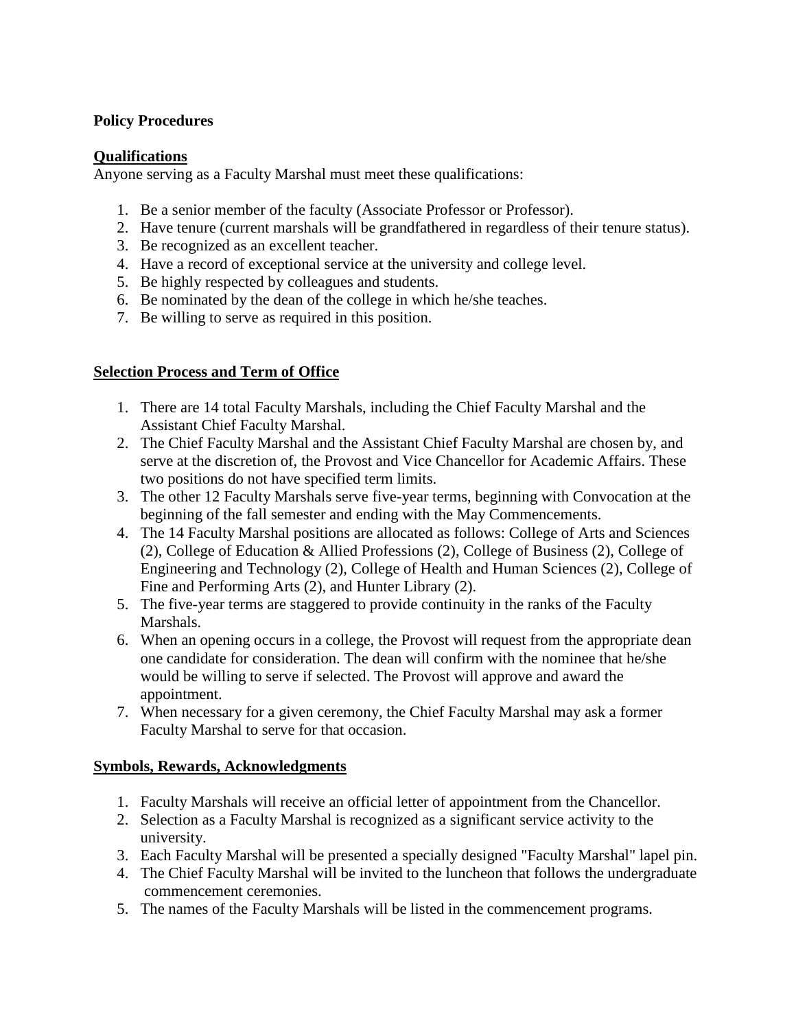**Policy Procedures**

**Qualifications**

Anyone serving as a Faculty Marshal must meet these qualifications:

1. Be a senior member of the faculty (Associate Professor or Professor).
2. Have tenure (current marshals will be grandfathered in regardless of their tenure status).
3. Be recognized as an excellent teacher.
4. Have a record of exceptional service at the university and college level.
5. Be highly respected by colleagues and students.
6. Be nominated by the dean of the college in which he/she teaches.
7. Be willing to serve as required in this position.

**Selection Process and Term of Office**

1. There are 14 total Faculty Marshals, including the Chief Faculty Marshal and the Assistant Chief Faculty Marshal.
2. The Chief Faculty Marshal and the Assistant Chief Faculty Marshal are chosen by, and serve at the discretion of, the Provost and Vice Chancellor for Academic Affairs. These two positions do not have specified term limits.
3. The other 12 Faculty Marshals serve five-year terms, beginning with Convocation at the beginning of the fall semester and ending with the May Commencements.
4. The 14 Faculty Marshal positions are allocated as follows: College of Arts and Sciences (2), College of Education & Allied Professions (2), College of Business (2), College of Engineering and Technology (2), College of Health and Human Sciences (2), College of Fine and Performing Arts (2), and Hunter Library (2).
5. The five-year terms are staggered to provide continuity in the ranks of the Faculty Marshals.
6. When an opening occurs in a college, the Provost will request from the appropriate dean one candidate for consideration. The dean will confirm with the nominee that he/she would be willing to serve if selected. The Provost will approve and award the appointment.
7. When necessary for a given ceremony, the Chief Faculty Marshal may ask a former Faculty Marshal to serve for that occasion.

**Symbols, Rewards, Acknowledgments**

1. Faculty Marshals will receive an official letter of appointment from the Chancellor.
2. Selection as a Faculty Marshal is recognized as a significant service activity to the university.
3. Each Faculty Marshal will be presented a specially designed "Faculty Marshal" lapel pin.
4. The Chief Faculty Marshal will be invited to the luncheon that follows the undergraduate commencement ceremonies.
5. The names of the Faculty Marshals will be listed in the commencement programs.